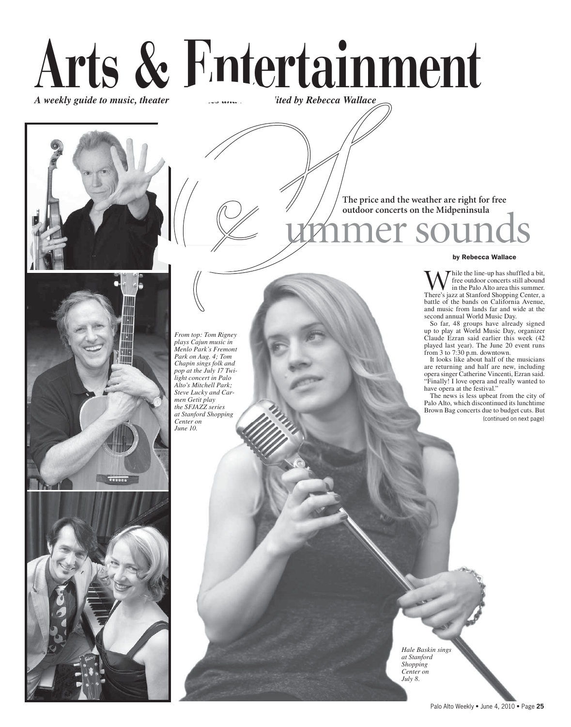# Arts & Entertainment

*A weekly guide to music, theater ... ited by Rebecca Wallace*

## Summer sounds

**The price and the weather are right for free outdoor concerts on the Midpeninsula**

**by Rebecca Wallace**

While the line-up has shuffled a bit, free outdoor concerts still abound in the Palo Alto area this summer. There's jazz at Stanford Shopping Center, a battle of the bands on California Avenue, and music from lands far and wide at the second annual World Music Day.

So far, 48 groups have already signed up to play at World Music Day, organizer Claude Ezran said earlier this week (42 played last year). The June 20 event runs from 3 to 7:30 p.m. downtown.

It looks like about half of the musicians are returning and half are new, including opera singer Catherine Vincenti, Ezran said. "Finally! I love opera and really wanted to have opera at the festival."

The news is less upbeat from the city of Palo Alto, which discontinued its lunchtime Brown Bag concerts due to budget cuts. But

(continued on next page)

*From top: Tom Rigney plays Cajun music in Menlo Park's Fremont Park on Aug. 4; Tom Chapin sings folk and pop at the July 17 Twilight concert in Palo Alto's Mitchell Park; Steve Lucky and Carmen Getit play the SFJAZZ series at Stanford Shopping Center on June 10.*

*Hale Baskin sings at Stanford Shopping Center on July 8.*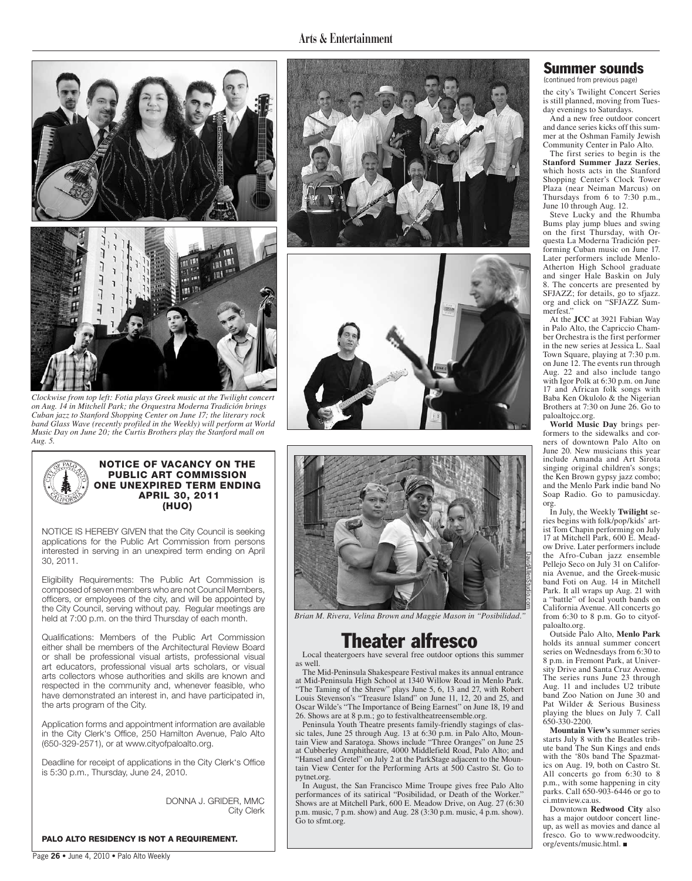Clockwise from top left: Fotia plays Greek music at the Twilight concert on Aug. 14 in Mitchell Park; the Orquestra Moderna Tradición brings Cuban jazz to Stanford Shopping Center on June 17; the literary rock band Glass Wave (recently profiled in the Weekly) will perform at World Music Day on June 20; the Curtis Brothers play the Stanford mall on Aug. 5.

**NOTICE OF VACANCY ON THE PUBLIC ART COMMISSION ONE UNEXPIRED TERM ENDING APRIL 30, 2011 (HUO)**

NOTICE IS HEREBY GIVEN that the City Council is seeking applications for the Public Art Commission from persons interested in serving in an unexpired term ending on April 30, 2011.

Eligibility Requirements: The Public Art Commission is composed of seven members who are not Council Members, officers, or employees of the city, and will be appointed by the City Council, serving without pay. Regular meetings are held at 7:00 p.m. on the third Thursday of each month.

Qualifications: Members of the Public Art Commission either shall be members of the Architectural Review Board or shall be professional visual artists, professional visual art educators, professional visual arts scholars, or visual arts collectors whose authorities and skills are known and respected in the community and, whenever feasible, who have demonstrated an interest in, and have participated in, the arts program of the City.

Application forms and appointment information are available in the City Clerk's Office, 250 Hamilton Avenue, Palo Alto (650-329-2571), or at www.cityofpaloalto.org.

Deadline for receipt of applications in the City Clerk's Office is 5:30 p.m., Thursday, June 24, 2010.

DONNA J. GRIDER, MMC
City Clerk

**PALO ALTO RESIDENCY IS NOT A REQUIREMENT.**

DavidAllenStudio.com

*Brian M. Rivera, Velina Brown and Maggie Mason in "Posibilidad."*

# Theater alfresco

Local theatergoers have several free outdoor options this summer as well.

The Mid-Peninsula Shakespeare Festival makes its annual entrance at Mid-Peninsula High School at 1340 Willow Road in Menlo Park. "The Taming of the Shrew" plays June 5, 6, 13 and 27, with Robert Louis Stevenson's "Treasure Island" on June 11, 12, 20 and 25, and Oscar Wilde's "The Importance of Being Earnest" on June 18, 19 and 26. Shows are at 8 p.m.; go to festivaltheatreensemble.org.

Peninsula Youth Theatre presents family-friendly stagings of classic tales, June 25 through Aug. 13 at 6:30 p.m. in Palo Alto, Mountain View and Saratoga. Shows include "Three Oranges" on June 25 at Cubberley Amphitheatre, 4000 Middlefield Road, Palo Alto; and "Hansel and Gretel" on July 2 at the ParkStage adjacent to the Mountain View Center for the Performing Arts at 500 Castro St. Go to pytnet.org.

In August, the San Francisco Mime Troupe gives free Palo Alto performances of its satirical "Posibilidad, or Death of the Worker." Shows are at Mitchell Park, 600 E. Meadow Drive, on Aug. 27 (6:30 p.m. music, 7 p.m. show) and Aug. 28 (3:30 p.m. music, 4 p.m. show). Go to sfmt.org.

## Summer sounds

(continued from previous page)

the city's Twilight Concert Series is still planned, moving from Tuesday evenings to Saturdays.

And a new free outdoor concert and dance series kicks off this summer at the Oshman Family Jewish Community Center in Palo Alto.

The first series to begin is the **Stanford Summer Jazz Series**, which hosts acts in the Stanford Shopping Center's Clock Tower Plaza (near Neiman Marcus) on Thursdays from 6 to 7:30 p.m., June 10 through Aug. 12.

Steve Lucky and the Rhumba Bums play jump blues and swing on the first Thursday, with Orquesta La Moderna Tradición performing Cuban music on June 17. Later performers include Menlo-Atherton High School graduate and singer Hale Baskin on July 8. The concerts are presented by SFJAZZ; for details, go to sfjazz.org and click on "SFJAZZ Summerfest."

At the **JCC** at 3921 Fabian Way in Palo Alto, the Capriccio Chamber Orchestra is the first performer in the new series at Jessica L. Saal Town Square, playing at 7:30 p.m. on June 12. The events run through Aug. 22 and also include tango with Igor Polk at 6:30 p.m. on June 17 and African folk songs with Baba Ken Okulolo & the Nigerian Brothers at 7:30 on June 26. Go to paloaltojcc.org.

**World Music Day** brings performers to the sidewalks and corners of downtown Palo Alto on June 20. New musicians this year include Amanda and Art Sirota singing original children's songs; the Ken Brown gypsy jazz combo; and the Menlo Park indie band No Soap Radio. Go to pamusicday.org.

In July, the Weekly **Twilight** series begins with folk/pop/kids' artist Tom Chapin performing on July 17 at Mitchell Park, 600 E. Meadow Drive. Later performers include the Afro-Cuban jazz ensemble Pellejo Seco on July 31 on California Avenue, and the Greek-music band Foti on Aug. 14 in Mitchell Park. It all wraps up Aug. 21 with a "battle" of local youth bands on California Avenue. All concerts go from 6:30 to 8 p.m. Go to cityofpaloalto.org.

Outside Palo Alto, **Menlo Park** holds its annual summer concert series on Wednesdays from 6:30 to 8 p.m. in Fremont Park, at University Drive and Santa Cruz Avenue. The series runs June 23 through Aug. 11 and includes U2 tribute band Zoo Nation on June 30 and Pat Wilder & Serious Business playing the blues on July 7. Call 650-330-2200.

**Mountain View's** summer series starts July 8 with the Beatles tribute band The Sun Kings and ends with the '80s band The Spazmatics on Aug. 19, both on Castro St. All concerts go from 6:30 to 8 p.m., with some happening in city parks. Call 650-903-6446 or go to ci.mtnview.ca.us.

Downtown **Redwood City** also has a major outdoor concert lineup, as well as movies and dance al fresco. Go to www.redwoodcity.org/events/music.html. ■